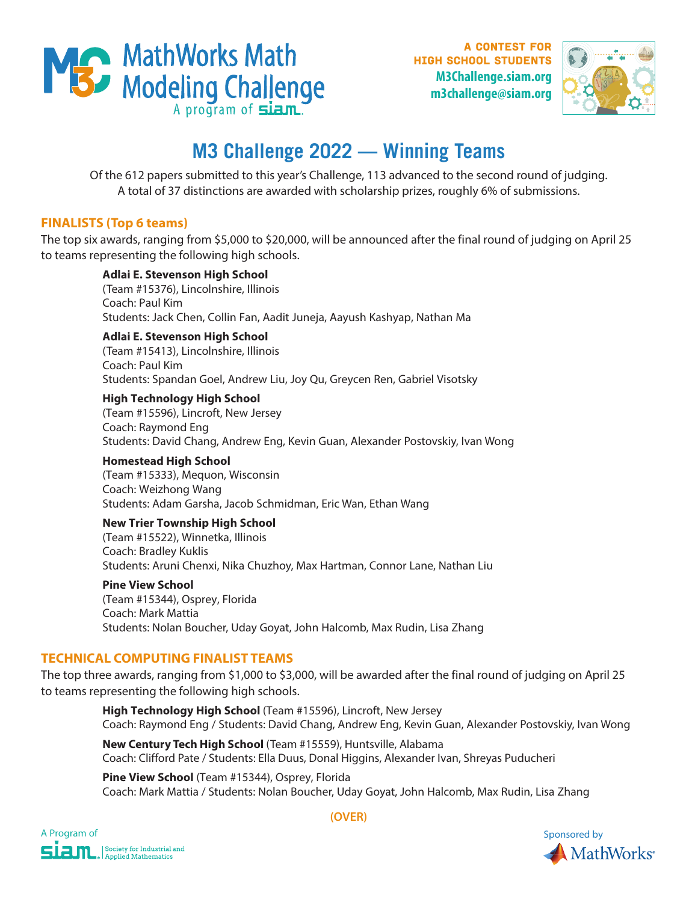# MathWorks Math Modeling Challenge

A program of siam.

**A CONTEST FOR HIGH SCHOOL STUDENTS**
M3Challenge.siam.org
m3challenge@siam.org

## M3 Challenge 2022 — Winning Teams

Of the 612 papers submitted to this year's Challenge, 113 advanced to the second round of judging. A total of 37 distinctions are awarded with scholarship prizes, roughly 6% of submissions.

### FINALISTS (Top 6 teams)

The top six awards, ranging from $5,000 to $20,000, will be announced after the final round of judging on April 25 to teams representing the following high schools.

**Adlai E. Stevenson High School**
(Team #15376), Lincolnshire, Illinois
Coach: Paul Kim
Students: Jack Chen, Collin Fan, Aadit Juneja, Aayush Kashyap, Nathan Ma

**Adlai E. Stevenson High School**
(Team #15413), Lincolnshire, Illinois
Coach: Paul Kim
Students: Spandan Goel, Andrew Liu, Joy Qu, Greycen Ren, Gabriel Visotsky

**High Technology High School**
(Team #15596), Lincroft, New Jersey
Coach: Raymond Eng
Students: David Chang, Andrew Eng, Kevin Guan, Alexander Postovskiy, Ivan Wong

**Homestead High School**
(Team #15333), Mequon, Wisconsin
Coach: Weizhong Wang
Students: Adam Garsha, Jacob Schmidman, Eric Wan, Ethan Wang

**New Trier Township High School**
(Team #15522), Winnetka, Illinois
Coach: Bradley Kuklis
Students: Aruni Chenxi, Nika Chuzhoy, Max Hartman, Connor Lane, Nathan Liu

**Pine View School**
(Team #15344), Osprey, Florida
Coach: Mark Mattia
Students: Nolan Boucher, Uday Goyat, John Halcomb, Max Rudin, Lisa Zhang

### TECHNICAL COMPUTING FINALIST TEAMS

The top three awards, ranging from $1,000 to $3,000, will be awarded after the final round of judging on April 25 to teams representing the following high schools.

**High Technology High School** (Team #15596), Lincroft, New Jersey
Coach: Raymond Eng / Students: David Chang, Andrew Eng, Kevin Guan, Alexander Postovskiy, Ivan Wong

**New Century Tech High School** (Team #15559), Huntsville, Alabama
Coach: Clifford Pate / Students: Ella Duus, Donal Higgins, Alexander Ivan, Shreyas Puducheri

**Pine View School** (Team #15344), Osprey, Florida
Coach: Mark Mattia / Students: Nolan Boucher, Uday Goyat, John Halcomb, Max Rudin, Lisa Zhang

**(OVER)**

A Program of siam. Society for Industrial and Applied Mathematics

Sponsored by MathWorks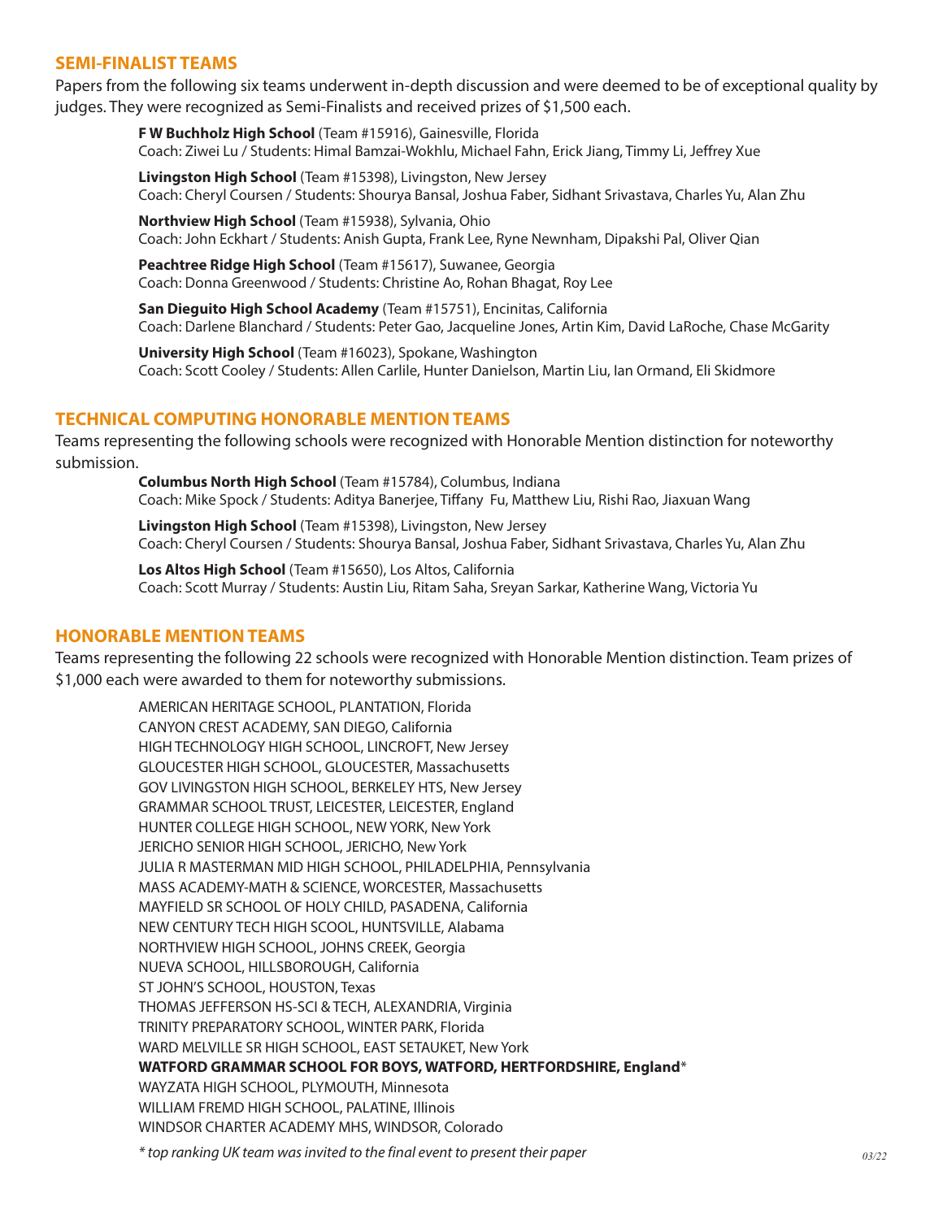## SEMI-FINALIST TEAMS

Papers from the following six teams underwent in-depth discussion and were deemed to be of exceptional quality by judges. They were recognized as Semi-Finalists and received prizes of $1,500 each.

**F W Buchholz High School** (Team #15916), Gainesville, Florida
Coach: Ziwei Lu / Students: Himal Bamzai-Wokhlu, Michael Fahn, Erick Jiang, Timmy Li, Jeffrey Xue

**Livingston High School** (Team #15398), Livingston, New Jersey
Coach: Cheryl Coursen / Students: Shourya Bansal, Joshua Faber, Sidhant Srivastava, Charles Yu, Alan Zhu

**Northview High School** (Team #15938), Sylvania, Ohio
Coach: John Eckhart / Students: Anish Gupta, Frank Lee, Ryne Newnham, Dipakshi Pal, Oliver Qian

**Peachtree Ridge High School** (Team #15617), Suwanee, Georgia
Coach: Donna Greenwood / Students: Christine Ao, Rohan Bhagat, Roy Lee

**San Dieguito High School Academy** (Team #15751), Encinitas, California
Coach: Darlene Blanchard / Students: Peter Gao, Jacqueline Jones, Artin Kim, David LaRoche, Chase McGarity

**University High School** (Team #16023), Spokane, Washington
Coach: Scott Cooley / Students: Allen Carlile, Hunter Danielson, Martin Liu, Ian Ormand, Eli Skidmore

## TECHNICAL COMPUTING HONORABLE MENTION TEAMS

Teams representing the following schools were recognized with Honorable Mention distinction for noteworthy submission.

**Columbus North High School** (Team #15784), Columbus, Indiana
Coach: Mike Spock / Students: Aditya Banerjee, Tiffany Fu, Matthew Liu, Rishi Rao, Jiaxuan Wang

**Livingston High School** (Team #15398), Livingston, New Jersey
Coach: Cheryl Coursen / Students: Shourya Bansal, Joshua Faber, Sidhant Srivastava, Charles Yu, Alan Zhu

**Los Altos High School** (Team #15650), Los Altos, California
Coach: Scott Murray / Students: Austin Liu, Ritam Saha, Sreyan Sarkar, Katherine Wang, Victoria Yu

## HONORABLE MENTION TEAMS

Teams representing the following 22 schools were recognized with Honorable Mention distinction. Team prizes of $1,000 each were awarded to them for noteworthy submissions.

AMERICAN HERITAGE SCHOOL, PLANTATION, Florida
CANYON CREST ACADEMY, SAN DIEGO, California
HIGH TECHNOLOGY HIGH SCHOOL, LINCROFT, New Jersey
GLOUCESTER HIGH SCHOOL, GLOUCESTER, Massachusetts
GOV LIVINGSTON HIGH SCHOOL, BERKELEY HTS, New Jersey
GRAMMAR SCHOOL TRUST, LEICESTER, LEICESTER, England
HUNTER COLLEGE HIGH SCHOOL, NEW YORK, New York
JERICHO SENIOR HIGH SCHOOL, JERICHO, New York
JULIA R MASTERMAN MID HIGH SCHOOL, PHILADELPHIA, Pennsylvania
MASS ACADEMY-MATH & SCIENCE, WORCESTER, Massachusetts
MAYFIELD SR SCHOOL OF HOLY CHILD, PASADENA, California
NEW CENTURY TECH HIGH SCOOL, HUNTSVILLE, Alabama
NORTHVIEW HIGH SCHOOL, JOHNS CREEK, Georgia
NUEVA SCHOOL, HILLSBOROUGH, California
ST JOHN'S SCHOOL, HOUSTON, Texas
THOMAS JEFFERSON HS-SCI & TECH, ALEXANDRIA, Virginia
TRINITY PREPARATORY SCHOOL, WINTER PARK, Florida
WARD MELVILLE SR HIGH SCHOOL, EAST SETAUKET, New York
**WATFORD GRAMMAR SCHOOL FOR BOYS, WATFORD, HERTFORDSHIRE, England***
WAYZATA HIGH SCHOOL, PLYMOUTH, Minnesota
WILLIAM FREMD HIGH SCHOOL, PALATINE, Illinois
WINDSOR CHARTER ACADEMY MHS, WINDSOR, Colorado

*\* top ranking UK team was invited to the final event to present their paper*

03/22